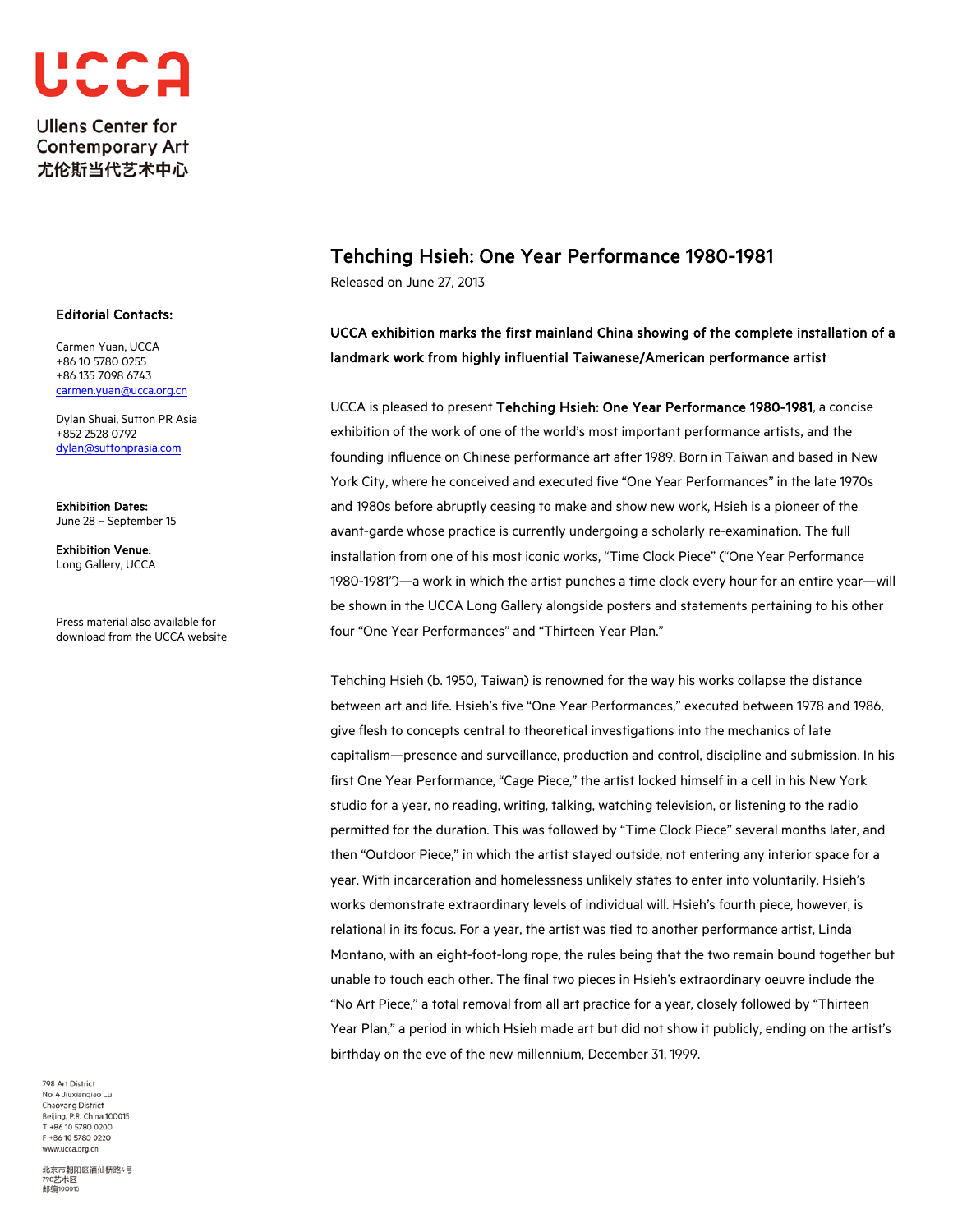**Ullens Center for Contemporary Art**
**尤伦斯当代艺术中心**

**Editorial Contacts:**

Carmen Yuan, UCCA
+86 10 5780 0255
+86 135 7098 6743
carmen.yuan@ucca.org.cn

Dylan Shuai, Sutton PR Asia
+852 2528 0792
dylan@suttonprasia.com

**Exhibition Dates:**
June 28 – September 15

**Exhibition Venue:**
Long Gallery, UCCA

Press material also available for download from the UCCA website

# Tehching Hsieh: One Year Performance 1980-1981

Released on June 27, 2013

**UCCA exhibition marks the first mainland China showing of the complete installation of a landmark work from highly influential Taiwanese/American performance artist**

UCCA is pleased to present **Tehching Hsieh: One Year Performance 1980-1981**, a concise exhibition of the work of one of the world's most important performance artists, and the founding influence on Chinese performance art after 1989. Born in Taiwan and based in New York City, where he conceived and executed five "One Year Performances" in the late 1970s and 1980s before abruptly ceasing to make and show new work, Hsieh is a pioneer of the avant-garde whose practice is currently undergoing a scholarly re-examination. The full installation from one of his most iconic works, "Time Clock Piece" ("One Year Performance 1980-1981")—a work in which the artist punches a time clock every hour for an entire year—will be shown in the UCCA Long Gallery alongside posters and statements pertaining to his other four "One Year Performances" and "Thirteen Year Plan."

Tehching Hsieh (b. 1950, Taiwan) is renowned for the way his works collapse the distance between art and life. Hsieh's five "One Year Performances," executed between 1978 and 1986, give flesh to concepts central to theoretical investigations into the mechanics of late capitalism—presence and surveillance, production and control, discipline and submission. In his first One Year Performance, "Cage Piece," the artist locked himself in a cell in his New York studio for a year, no reading, writing, talking, watching television, or listening to the radio permitted for the duration. This was followed by "Time Clock Piece" several months later, and then "Outdoor Piece," in which the artist stayed outside, not entering any interior space for a year. With incarceration and homelessness unlikely states to enter into voluntarily, Hsieh's works demonstrate extraordinary levels of individual will. Hsieh's fourth piece, however, is relational in its focus. For a year, the artist was tied to another performance artist, Linda Montano, with an eight-foot-long rope, the rules being that the two remain bound together but unable to touch each other. The final two pieces in Hsieh's extraordinary oeuvre include the "No Art Piece," a total removal from all art practice for a year, closely followed by "Thirteen Year Plan," a period in which Hsieh made art but did not show it publicly, ending on the artist's birthday on the eve of the new millennium, December 31, 1999.

798 Art District
No. 4 Jiuxianqiao Lu
Chaoyang District
Beijing, P.R. China 100015
T +86 10 5780 0200
F +86 10 5780 0220
www.ucca.org.cn

北京市朝阳区酒仙桥路4号
798艺术区
邮编100015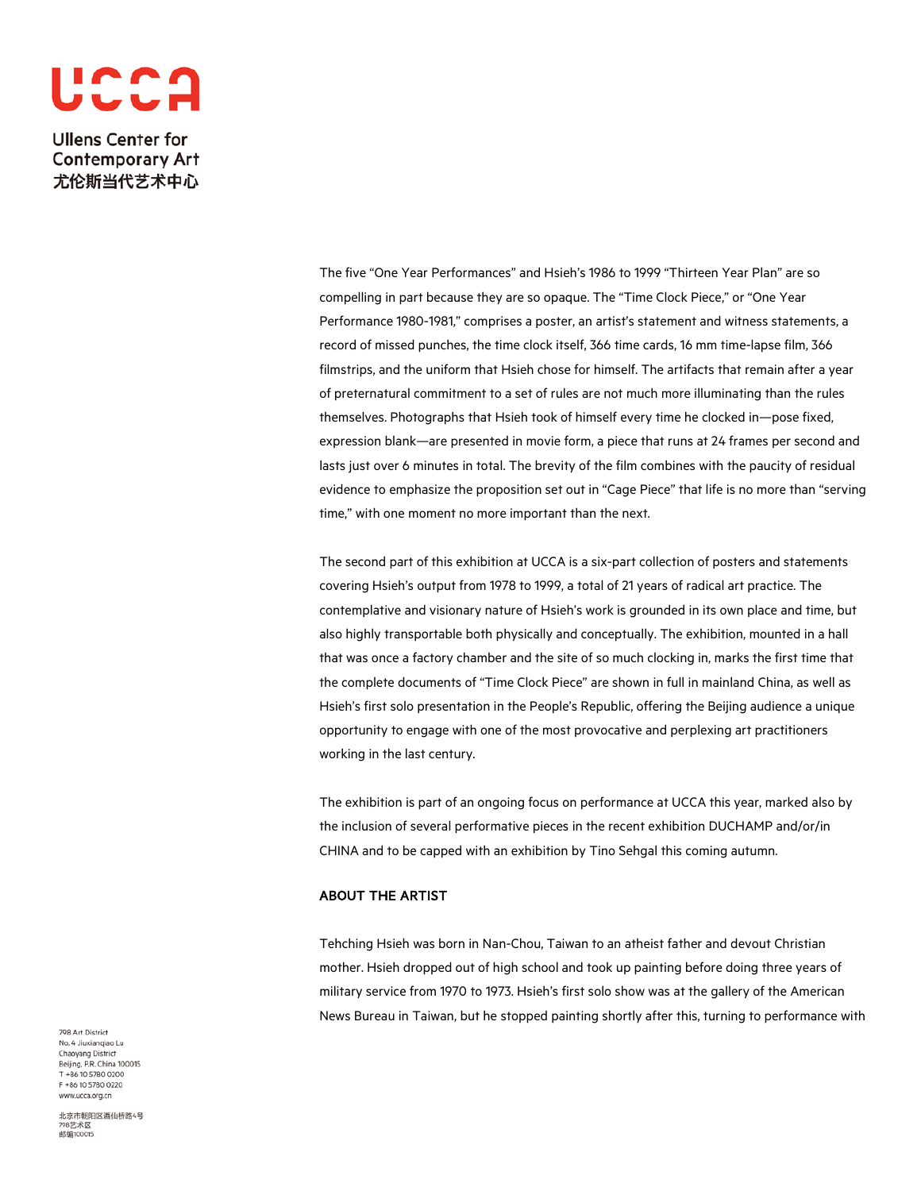The five "One Year Performances" and Hsieh's 1986 to 1999 "Thirteen Year Plan" are so compelling in part because they are so opaque. The "Time Clock Piece," or "One Year Performance 1980-1981," comprises a poster, an artist's statement and witness statements, a record of missed punches, the time clock itself, 366 time cards, 16 mm time-lapse film, 366 filmstrips, and the uniform that Hsieh chose for himself. The artifacts that remain after a year of preternatural commitment to a set of rules are not much more illuminating than the rules themselves. Photographs that Hsieh took of himself every time he clocked in—pose fixed, expression blank—are presented in movie form, a piece that runs at 24 frames per second and lasts just over 6 minutes in total. The brevity of the film combines with the paucity of residual evidence to emphasize the proposition set out in "Cage Piece" that life is no more than "serving time," with one moment no more important than the next.

The second part of this exhibition at UCCA is a six-part collection of posters and statements covering Hsieh's output from 1978 to 1999, a total of 21 years of radical art practice. The contemplative and visionary nature of Hsieh's work is grounded in its own place and time, but also highly transportable both physically and conceptually. The exhibition, mounted in a hall that was once a factory chamber and the site of so much clocking in, marks the first time that the complete documents of "Time Clock Piece" are shown in full in mainland China, as well as Hsieh's first solo presentation in the People's Republic, offering the Beijing audience a unique opportunity to engage with one of the most provocative and perplexing art practitioners working in the last century.

The exhibition is part of an ongoing focus on performance at UCCA this year, marked also by the inclusion of several performative pieces in the recent exhibition DUCHAMP and/or/in CHINA and to be capped with an exhibition by Tino Sehgal this coming autumn.

**ABOUT THE ARTIST**

Tehching Hsieh was born in Nan-Chou, Taiwan to an atheist father and devout Christian mother. Hsieh dropped out of high school and took up painting before doing three years of military service from 1970 to 1973. Hsieh's first solo show was at the gallery of the American News Bureau in Taiwan, but he stopped painting shortly after this, turning to performance with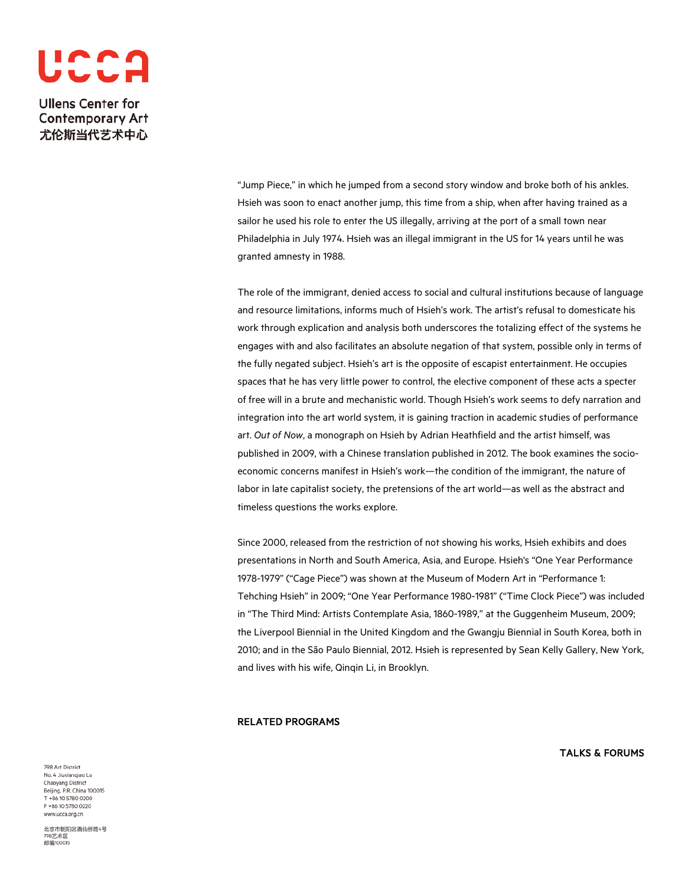"Jump Piece," in which he jumped from a second story window and broke both of his ankles. Hsieh was soon to enact another jump, this time from a ship, when after having trained as a sailor he used his role to enter the US illegally, arriving at the port of a small town near Philadelphia in July 1974. Hsieh was an illegal immigrant in the US for 14 years until he was granted amnesty in 1988.

The role of the immigrant, denied access to social and cultural institutions because of language and resource limitations, informs much of Hsieh's work. The artist's refusal to domesticate his work through explication and analysis both underscores the totalizing effect of the systems he engages with and also facilitates an absolute negation of that system, possible only in terms of the fully negated subject. Hsieh's art is the opposite of escapist entertainment. He occupies spaces that he has very little power to control, the elective component of these acts a specter of free will in a brute and mechanistic world. Though Hsieh's work seems to defy narration and integration into the art world system, it is gaining traction in academic studies of performance art. *Out of Now*, a monograph on Hsieh by Adrian Heathfield and the artist himself, was published in 2009, with a Chinese translation published in 2012. The book examines the socio-economic concerns manifest in Hsieh's work—the condition of the immigrant, the nature of labor in late capitalist society, the pretensions of the art world—as well as the abstract and timeless questions the works explore.

Since 2000, released from the restriction of not showing his works, Hsieh exhibits and does presentations in North and South America, Asia, and Europe. Hsieh's "One Year Performance 1978-1979" ("Cage Piece") was shown at the Museum of Modern Art in "Performance 1: Tehching Hsieh" in 2009; "One Year Performance 1980-1981" ("Time Clock Piece") was included in "The Third Mind: Artists Contemplate Asia, 1860-1989," at the Guggenheim Museum, 2009; the Liverpool Biennial in the United Kingdom and the Gwangju Biennial in South Korea, both in 2010; and in the São Paulo Biennial, 2012. Hsieh is represented by Sean Kelly Gallery, New York, and lives with his wife, Qinqin Li, in Brooklyn.

## RELATED PROGRAMS

### TALKS & FORUMS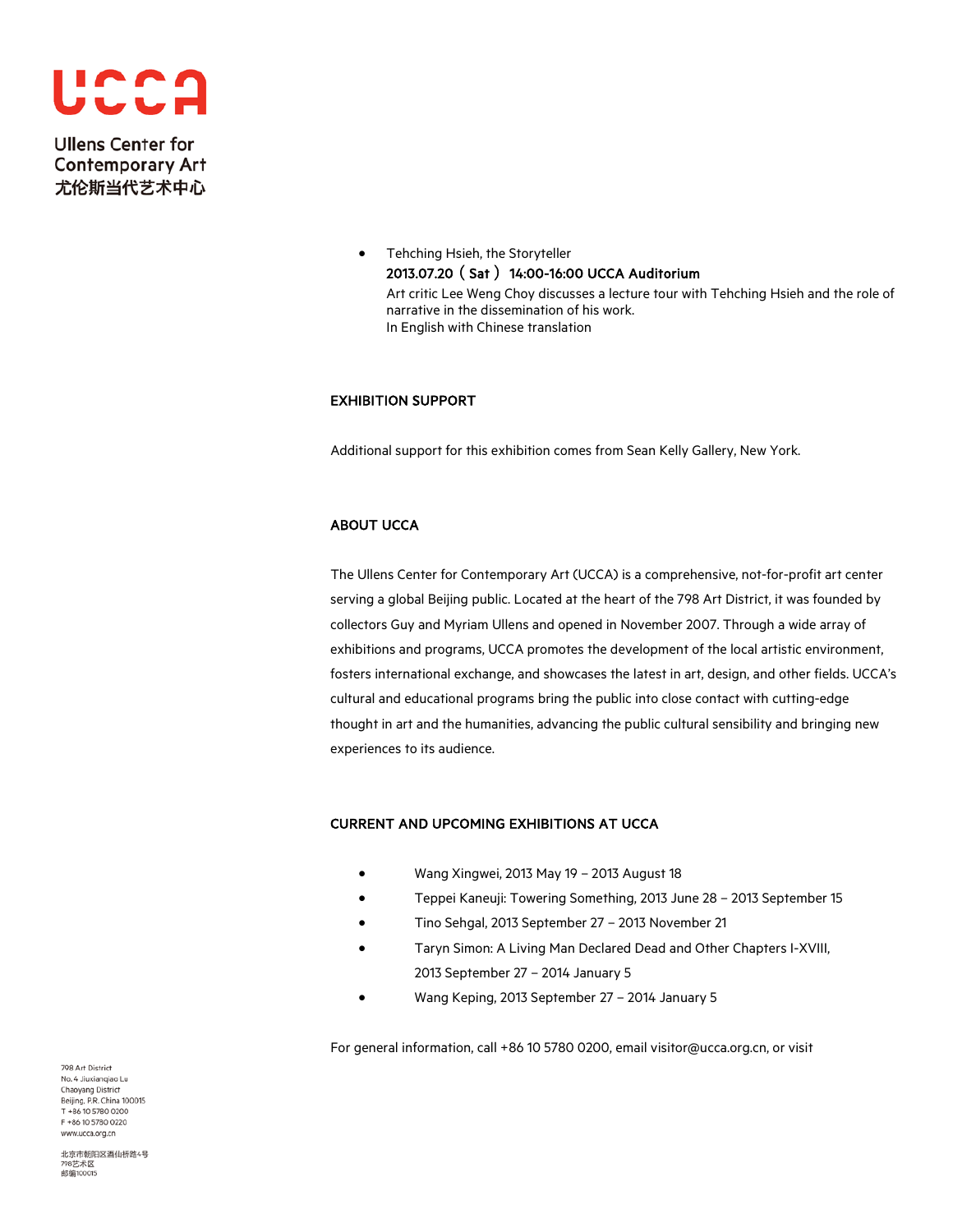- Tehching Hsieh, the Storyteller
  **2013.07.20（Sat） 14:00-16:00 UCCA Auditorium**
  Art critic Lee Weng Choy discusses a lecture tour with Tehching Hsieh and the role of narrative in the dissemination of his work.
  In English with Chinese translation

## EXHIBITION SUPPORT

Additional support for this exhibition comes from Sean Kelly Gallery, New York.

## ABOUT UCCA

The Ullens Center for Contemporary Art (UCCA) is a comprehensive, not-for-profit art center serving a global Beijing public. Located at the heart of the 798 Art District, it was founded by collectors Guy and Myriam Ullens and opened in November 2007. Through a wide array of exhibitions and programs, UCCA promotes the development of the local artistic environment, fosters international exchange, and showcases the latest in art, design, and other fields. UCCA's cultural and educational programs bring the public into close contact with cutting-edge thought in art and the humanities, advancing the public cultural sensibility and bringing new experiences to its audience.

## CURRENT AND UPCOMING EXHIBITIONS AT UCCA

- Wang Xingwei, 2013 May 19 – 2013 August 18
- Teppei Kaneuji: Towering Something, 2013 June 28 – 2013 September 15
- Tino Sehgal, 2013 September 27 – 2013 November 21
- Taryn Simon: A Living Man Declared Dead and Other Chapters I-XVIII, 2013 September 27 – 2014 January 5
- Wang Keping, 2013 September 27 – 2014 January 5

For general information, call +86 10 5780 0200, email visitor@ucca.org.cn, or visit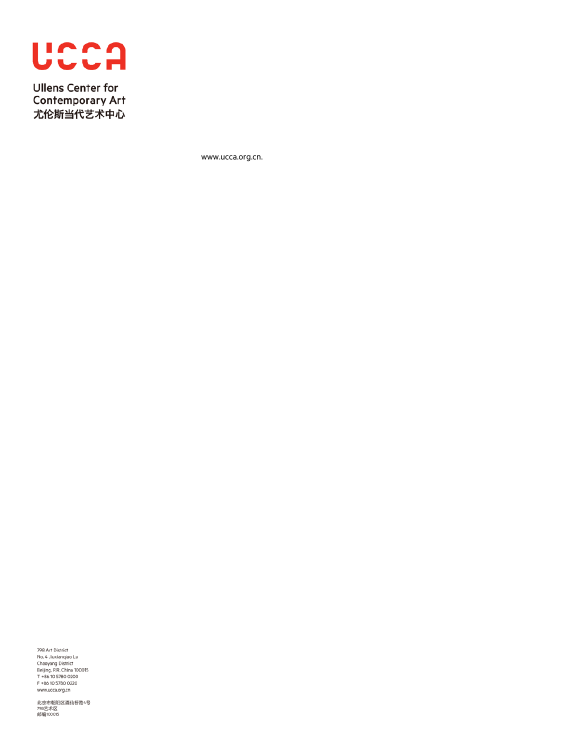UCCA

Ullens Center for
Contemporary Art
尤伦斯当代艺术中心

www.ucca.org.cn.

798 Art District
No. 4 Jiuxianqiao Lu
Chaoyang District
Beijing, P.R. China 100015
T +86 10 5780 0200
F +86 10 5780 0220
www.ucca.org.cn

北京市朝阳区酒仙桥路4号
798艺术区
邮编100015